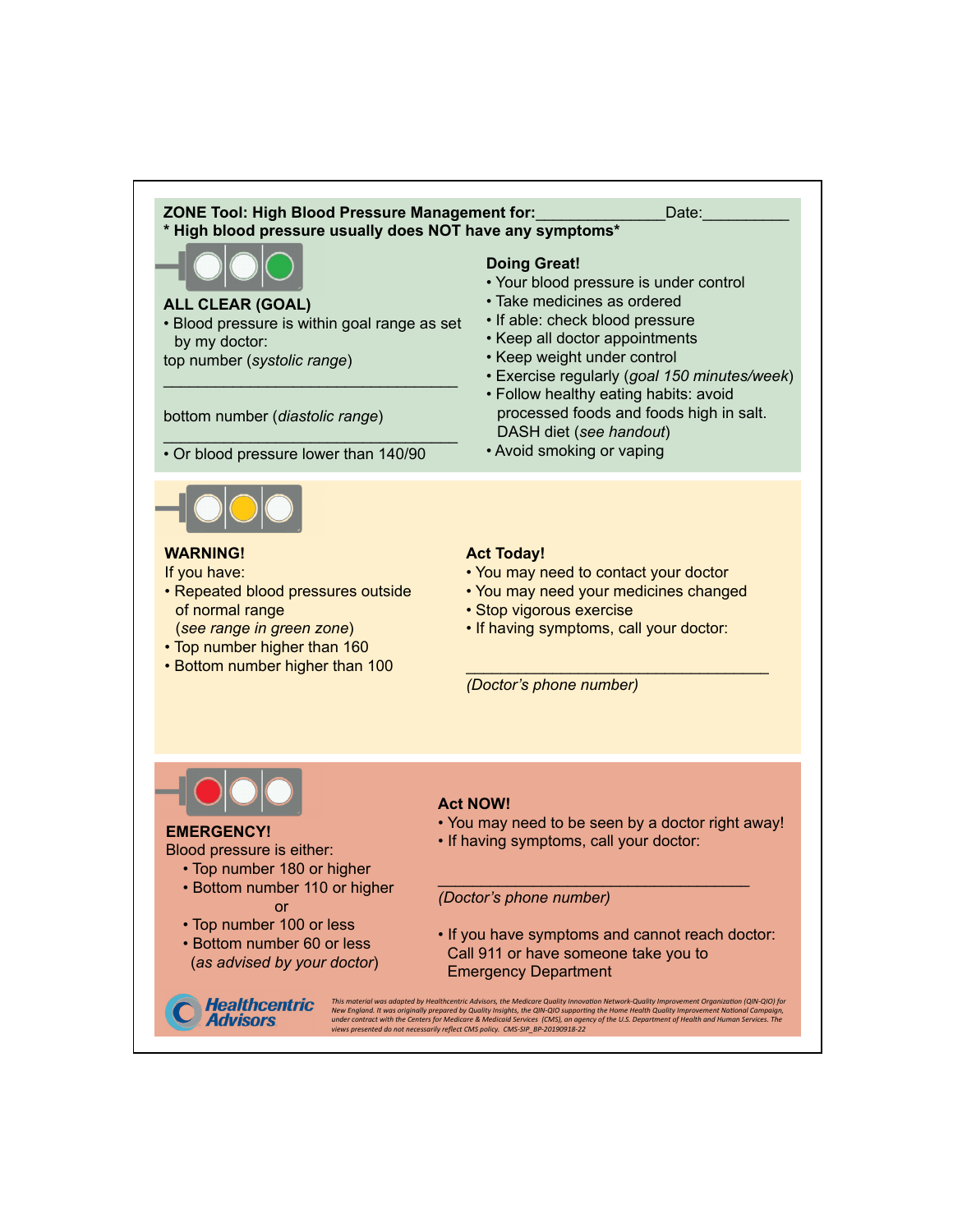# ZONE Tool: High Blood Pressure Management for:_______________Date:__________

**\* High blood pressure usually does NOT have any symptoms\***

## ALL CLEAR (GOAL)

- Blood pressure is within goal range as set by my doctor:

top number (*systolic range*)

___________________________________

bottom number (*diastolic range*)

___________________________________

- Or blood pressure lower than 140/90

### Doing Great!

- Your blood pressure is under control
- Take medicines as ordered
- If able: check blood pressure
- Keep all doctor appointments
- Keep weight under control
- Exercise regularly (*goal 150 minutes/week*)
- Follow healthy eating habits: avoid processed foods and foods high in salt. DASH diet (*see handout*)
- Avoid smoking or vaping

## WARNING!

If you have:

- Repeated blood pressures outside of normal range (*see range in green zone*)
- Top number higher than 160
- Bottom number higher than 100

### Act Today!

- You may need to contact your doctor
- You may need your medicines changed
- Stop vigorous exercise
- If having symptoms, call your doctor:

___________________________________

(*Doctor's phone number*)

## EMERGENCY!

Blood pressure is either:

- Top number 180 or higher
- Bottom number 110 or higher

or

- Top number 100 or less
- Bottom number 60 or less

(*as advised by your doctor*)

### Act NOW!

- You may need to be seen by a doctor right away!
- If having symptoms, call your doctor:

___________________________________

(*Doctor's phone number*)

- If you have symptoms and cannot reach doctor: Call 911 or have someone take you to Emergency Department

Healthcentric Advisors

*This material was adapted by Healthcentric Advisors, the Medicare Quality Innovation Network-Quality Improvement Organization (QIN-QIO) for New England. It was originally prepared by Quality Insights, the QIN-QIO supporting the Home Health Quality Improvement National Campaign, under contract with the Centers for Medicare & Medicaid Services (CMS), an agency of the U.S. Department of Health and Human Services. The views presented do not necessarily reflect CMS policy. CMS-SIP_BP-20190918-22*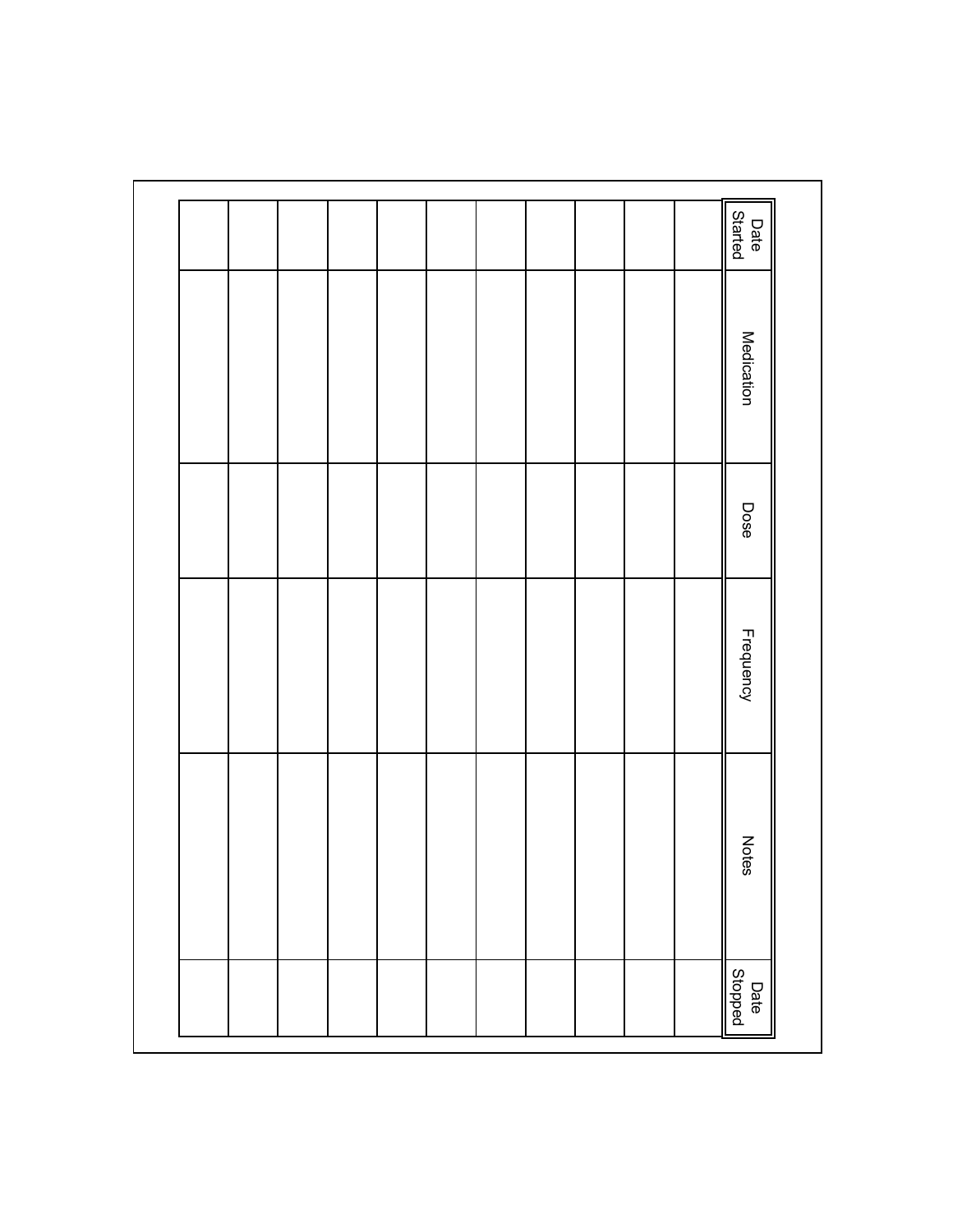| Date Started | Medication | Dose | Frequency | Notes | Date Stopped |
|---|---|---|---|---|---|
| | | | | | |
| | | | | | |
| | | | | | |
| | | | | | |
| | | | | | |
| | | | | | |
| | | | | | |
| | | | | | |
| | | | | | |
| | | | | | |
| | | | | | |